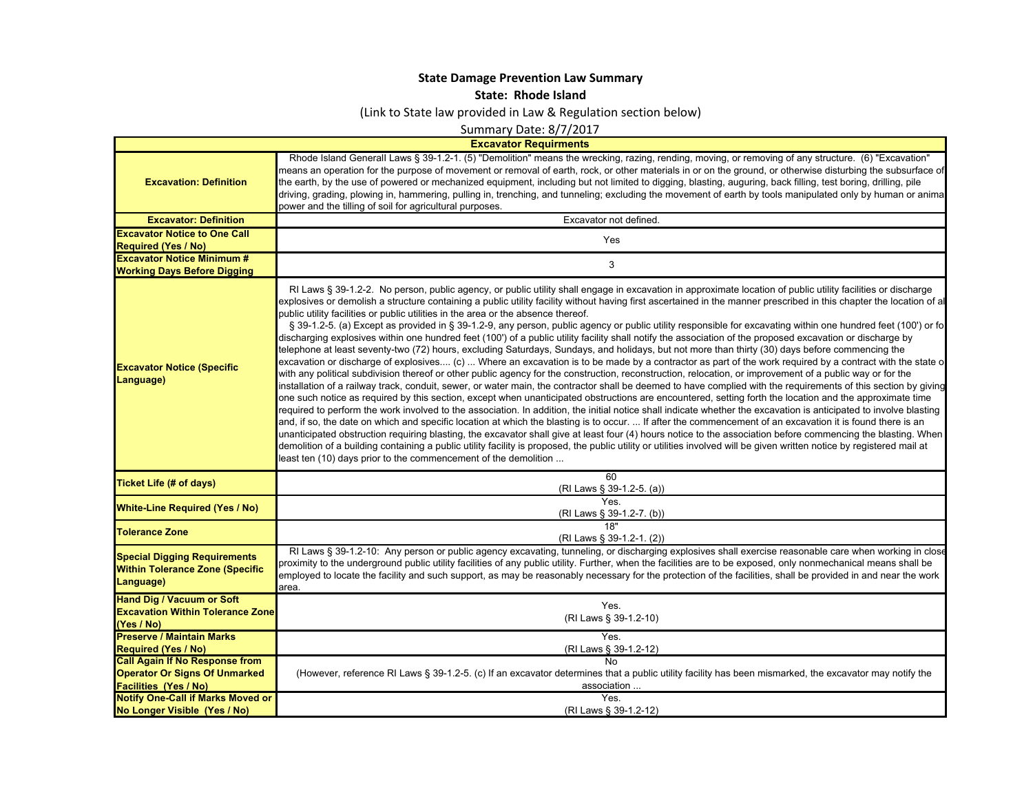**State Damage Prevention Law Summary**

**State: Rhode Island**

(Link to State law provided in Law & Regulation section below)

Summary Date: 8/7/2017

| Excavator Requirments | |
|---|---|
| **Excavation: Definition** | Rhode Island Generall Laws § 39-1.2-1. (5) "Demolition" means the wrecking, razing, rending, moving, or removing of any structure. (6) "Excavation" means an operation for the purpose of movement or removal of earth, rock, or other materials in or on the ground, or otherwise disturbing the subsurface of the earth, by the use of powered or mechanized equipment, including but not limited to digging, blasting, auguring, back filling, test boring, drilling, pile driving, grading, plowing in, hammering, pulling in, trenching, and tunneling; excluding the movement of earth by tools manipulated only by human or animal power and the tilling of soil for agricultural purposes. |
| **Excavator: Definition** | Excavator not defined. |
| **Excavator Notice to One Call Required (Yes / No)** | Yes |
| **Excavator Notice Minimum # Working Days Before Digging** | 3 |
| **Excavator Notice (Specific Language)** | RI Laws § 39-1.2-2. No person, public agency, or public utility shall engage in excavation in approximate location of public utility facilities or discharge explosives or demolish a structure containing a public utility facility without having first ascertained in the manner prescribed in this chapter the location of all public utility facilities or public utilities in the area or the absence thereof. § 39-1.2-5. (a) Except as provided in § 39-1.2-9, any person, public agency or public utility responsible for excavating within one hundred feet (100') or for discharging explosives within one hundred feet (100') of a public utility facility shall notify the association of the proposed excavation or discharge by telephone at least seventy-two (72) hours, excluding Saturdays, Sundays, and holidays, but not more than thirty (30) days before commencing the excavation or discharge of explosives.... (c) ... Where an excavation is to be made by a contractor as part of the work required by a contract with the state or with any political subdivision thereof or other public agency for the construction, reconstruction, relocation, or improvement of a public way or for the installation of a railway track, conduit, sewer, or water main, the contractor shall be deemed to have complied with the requirements of this section by giving one such notice as required by this section, except when unanticipated obstructions are encountered, setting forth the location and the approximate time required to perform the work involved to the association. In addition, the initial notice shall indicate whether the excavation is anticipated to involve blasting and, if so, the date on which and specific location at which the blasting is to occur. ... If after the commencement of an excavation it is found there is an unanticipated obstruction requiring blasting, the excavator shall give at least four (4) hours notice to the association before commencing the blasting. When demolition of a building containing a public utility facility is proposed, the public utility or utilities involved will be given written notice by registered mail at least ten (10) days prior to the commencement of the demolition ... |
| **Ticket Life (# of days)** | 60<br>(RI Laws § 39-1.2-5. (a)) |
| **White-Line Required (Yes / No)** | Yes.<br>(RI Laws § 39-1.2-7. (b)) |
| **Tolerance Zone** | 18"<br>(RI Laws § 39-1.2-1. (2)) |
| **Special Digging Requirements Within Tolerance Zone (Specific Language)** | RI Laws § 39-1.2-10: Any person or public agency excavating, tunneling, or discharging explosives shall exercise reasonable care when working in close proximity to the underground public utility facilities of any public utility. Further, when the facilities are to be exposed, only nonmechanical means shall be employed to locate the facility and such support, as may be reasonably necessary for the protection of the facilities, shall be provided in and near the work area. |
| **Hand Dig / Vacuum or Soft Excavation Within Tolerance Zone (Yes / No)** | Yes.<br>(RI Laws § 39-1.2-10) |
| **Preserve / Maintain Marks Required (Yes / No)** | Yes.<br>(RI Laws § 39-1.2-12) |
| **Call Again If No Response from Operator Or Signs Of Unmarked Facilities (Yes / No)** | No<br>(However, reference RI Laws § 39-1.2-5. (c) If an excavator determines that a public utility facility has been mismarked, the excavator may notify the association ... |
| **Notify One-Call if Marks Moved or No Longer Visible (Yes / No)** | Yes.<br>(RI Laws § 39-1.2-12) |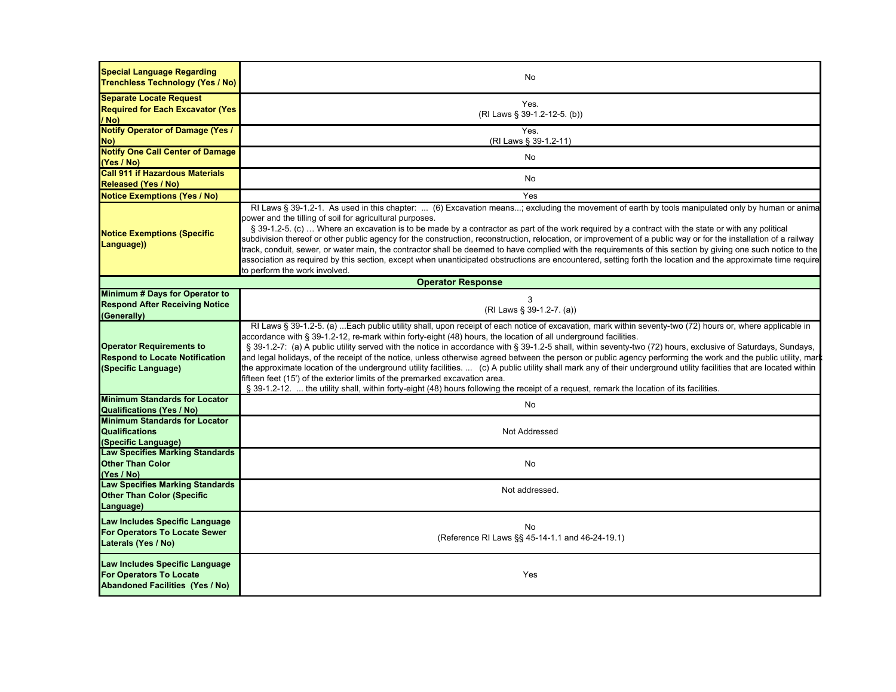| | |
|---|---|
| **Special Language Regarding Trenchless Technology (Yes / No)** | No |
| **Separate Locate Request Required for Each Excavator (Yes / No)** | Yes.<br>(RI Laws § 39-1.2-12-5. (b)) |
| **Notify Operator of Damage (Yes / No)** | Yes.<br>(RI Laws § 39-1.2-11) |
| **Notify One Call Center of Damage (Yes / No)** | No |
| **Call 911 if Hazardous Materials Released (Yes / No)** | No |
| **Notice Exemptions (Yes / No)** | Yes |
| **Notice Exemptions (Specific Language))** | RI Laws § 39-1.2-1. As used in this chapter: ... (6) Excavation means...; excluding the movement of earth by tools manipulated only by human or anima power and the tilling of soil for agricultural purposes.<br>§ 39-1.2-5. (c) … Where an excavation is to be made by a contractor as part of the work required by a contract with the state or with any political subdivision thereof or other public agency for the construction, reconstruction, relocation, or improvement of a public way or for the installation of a railway track, conduit, sewer, or water main, the contractor shall be deemed to have complied with the requirements of this section by giving one such notice to the association as required by this section, except when unanticipated obstructions are encountered, setting forth the location and the approximate time require to perform the work involved. |
| **Operator Response** | |
| **Minimum # Days for Operator to Respond After Receiving Notice (Generally)** | 3<br>(RI Laws § 39-1.2-7. (a)) |
| **Operator Requirements to Respond to Locate Notification (Specific Language)** | RI Laws § 39-1.2-5. (a) ...Each public utility shall, upon receipt of each notice of excavation, mark within seventy-two (72) hours or, where applicable in accordance with § 39-1.2-12, re-mark within forty-eight (48) hours, the location of all underground facilities.<br>§ 39-1.2-7: (a) A public utility served with the notice in accordance with § 39-1.2-5 shall, within seventy-two (72) hours, exclusive of Saturdays, Sundays, and legal holidays, of the receipt of the notice, unless otherwise agreed between the person or public agency performing the work and the public utility, mark the approximate location of the underground utility facilities. ... (c) A public utility shall mark any of their underground utility facilities that are located within fifteen feet (15') of the exterior limits of the premarked excavation area.<br>§ 39-1.2-12. ... the utility shall, within forty-eight (48) hours following the receipt of a request, remark the location of its facilities. |
| **Minimum Standards for Locator Qualifications (Yes / No)** | No |
| **Minimum Standards for Locator Qualifications (Specific Language)** | Not Addressed |
| **Law Specifies Marking Standards Other Than Color (Yes / No)** | No |
| **Law Specifies Marking Standards Other Than Color (Specific Language)** | Not addressed. |
| **Law Includes Specific Language For Operators To Locate Sewer Laterals (Yes / No)** | No<br>(Reference RI Laws §§ 45-14-1.1 and 46-24-19.1) |
| **Law Includes Specific Language For Operators To Locate Abandoned Facilities (Yes / No)** | Yes |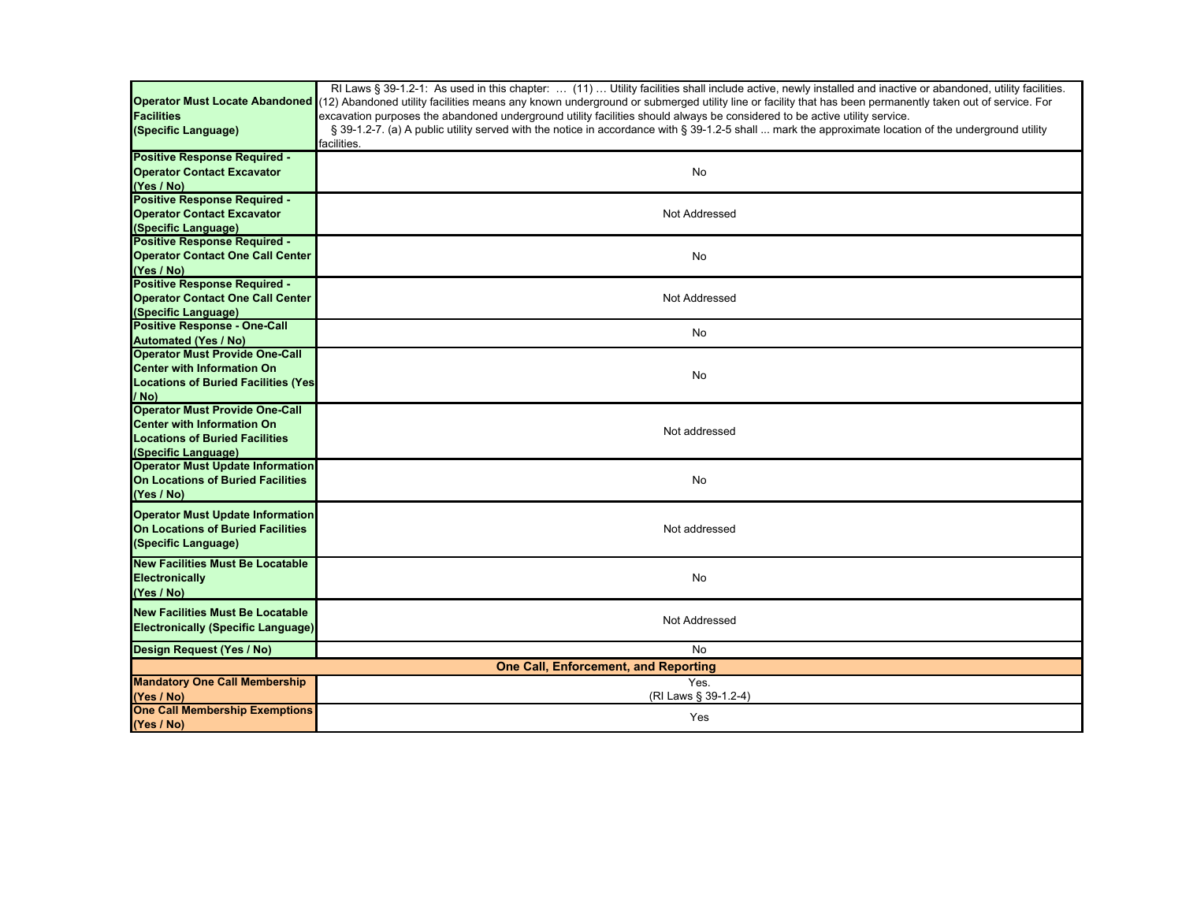| | |
|---|---|
| **Operator Must Locate Abandoned Facilities (Specific Language)** | RI Laws § 39-1.2-1: As used in this chapter: … (11) … Utility facilities shall include active, newly installed and inactive or abandoned, utility facilities. (12) Abandoned utility facilities means any known underground or submerged utility line or facility that has been permanently taken out of service. For excavation purposes the abandoned underground utility facilities should always be considered to be active utility service. § 39-1.2-7. (a) A public utility served with the notice in accordance with § 39-1.2-5 shall ... mark the approximate location of the underground utility facilities. |
| **Positive Response Required - Operator Contact Excavator (Yes / No)** | No |
| **Positive Response Required - Operator Contact Excavator (Specific Language)** | Not Addressed |
| **Positive Response Required - Operator Contact One Call Center (Yes / No)** | No |
| **Positive Response Required - Operator Contact One Call Center (Specific Language)** | Not Addressed |
| **Positive Response - One-Call Automated (Yes / No)** | No |
| **Operator Must Provide One-Call Center with Information On Locations of Buried Facilities (Yes / No)** | No |
| **Operator Must Provide One-Call Center with Information On Locations of Buried Facilities (Specific Language)** | Not addressed |
| **Operator Must Update Information On Locations of Buried Facilities (Yes / No)** | No |
| **Operator Must Update Information On Locations of Buried Facilities (Specific Language)** | Not addressed |
| **New Facilities Must Be Locatable Electronically (Yes / No)** | No |
| **New Facilities Must Be Locatable Electronically (Specific Language)** | Not Addressed |
| **Design Request (Yes / No)** | No |
| **One Call, Enforcement, and Reporting** | |
| **Mandatory One Call Membership (Yes / No)** | Yes. (RI Laws § 39-1.2-4) |
| **One Call Membership Exemptions (Yes / No)** | Yes |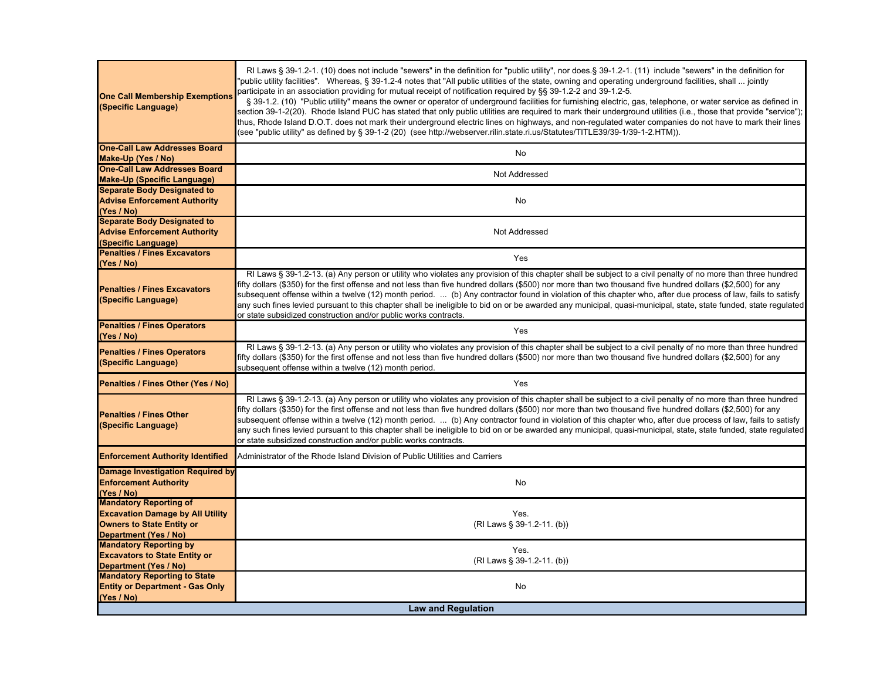| | |
|---|---|
| **One Call Membership Exemptions (Specific Language)** | RI Laws § 39-1.2-1. (10) does not include "sewers" in the definition for "public utility", nor does.§ 39-1.2-1. (11) include "sewers" in the definition for "public utility facilities". Whereas, § 39-1.2-4 notes that "All public utilities of the state, owning and operating underground facilities, shall ... jointly participate in an association providing for mutual receipt of notification required by §§ 39-1.2-2 and 39-1.2-5. § 39-1.2. (10) "Public utility" means the owner or operator of underground facilities for furnishing electric, gas, telephone, or water service as defined in section 39-1-2(20). Rhode Island PUC has stated that only public utilities are required to mark their underground utilities (i.e., those that provide "service"); thus, Rhode Island D.O.T. does not mark their underground electric lines on highways, and non-regulated water companies do not have to mark their lines (see "public utility" as defined by § 39-1-2 (20) (see http://webserver.rilin.state.ri.us/Statutes/TITLE39/39-1/39-1-2.HTM)). |
| **One-Call Law Addresses Board Make-Up (Yes / No)** | No |
| **One-Call Law Addresses Board Make-Up (Specific Language)** | Not Addressed |
| **Separate Body Designated to Advise Enforcement Authority (Yes / No)** | No |
| **Separate Body Designated to Advise Enforcement Authority (Specific Language)** | Not Addressed |
| **Penalties / Fines Excavators (Yes / No)** | Yes |
| **Penalties / Fines Excavators (Specific Language)** | RI Laws § 39-1.2-13. (a) Any person or utility who violates any provision of this chapter shall be subject to a civil penalty of no more than three hundred fifty dollars ($350) for the first offense and not less than five hundred dollars ($500) nor more than two thousand five hundred dollars ($2,500) for any subsequent offense within a twelve (12) month period. ... (b) Any contractor found in violation of this chapter who, after due process of law, fails to satisfy any such fines levied pursuant to this chapter shall be ineligible to bid on or be awarded any municipal, quasi-municipal, state, state funded, state regulated or state subsidized construction and/or public works contracts. |
| **Penalties / Fines Operators (Yes / No)** | Yes |
| **Penalties / Fines Operators (Specific Language)** | RI Laws § 39-1.2-13. (a) Any person or utility who violates any provision of this chapter shall be subject to a civil penalty of no more than three hundred fifty dollars ($350) for the first offense and not less than five hundred dollars ($500) nor more than two thousand five hundred dollars ($2,500) for any subsequent offense within a twelve (12) month period. |
| **Penalties / Fines Other (Yes / No)** | Yes |
| **Penalties / Fines Other (Specific Language)** | RI Laws § 39-1.2-13. (a) Any person or utility who violates any provision of this chapter shall be subject to a civil penalty of no more than three hundred fifty dollars ($350) for the first offense and not less than five hundred dollars ($500) nor more than two thousand five hundred dollars ($2,500) for any subsequent offense within a twelve (12) month period. ... (b) Any contractor found in violation of this chapter who, after due process of law, fails to satisfy any such fines levied pursuant to this chapter shall be ineligible to bid on or be awarded any municipal, quasi-municipal, state, state funded, state regulated or state subsidized construction and/or public works contracts. |
| **Enforcement Authority Identified** | Administrator of the Rhode Island Division of Public Utilities and Carriers |
| **Damage Investigation Required by Enforcement Authority (Yes / No)** | No |
| **Mandatory Reporting of Excavation Damage by All Utility Owners to State Entity or Department (Yes / No)** | Yes. (RI Laws § 39-1.2-11. (b)) |
| **Mandatory Reporting by Excavators to State Entity or Department (Yes / No)** | Yes. (RI Laws § 39-1.2-11. (b)) |
| **Mandatory Reporting to State Entity or Department - Gas Only (Yes / No)** | No |
| **Law and Regulation** | |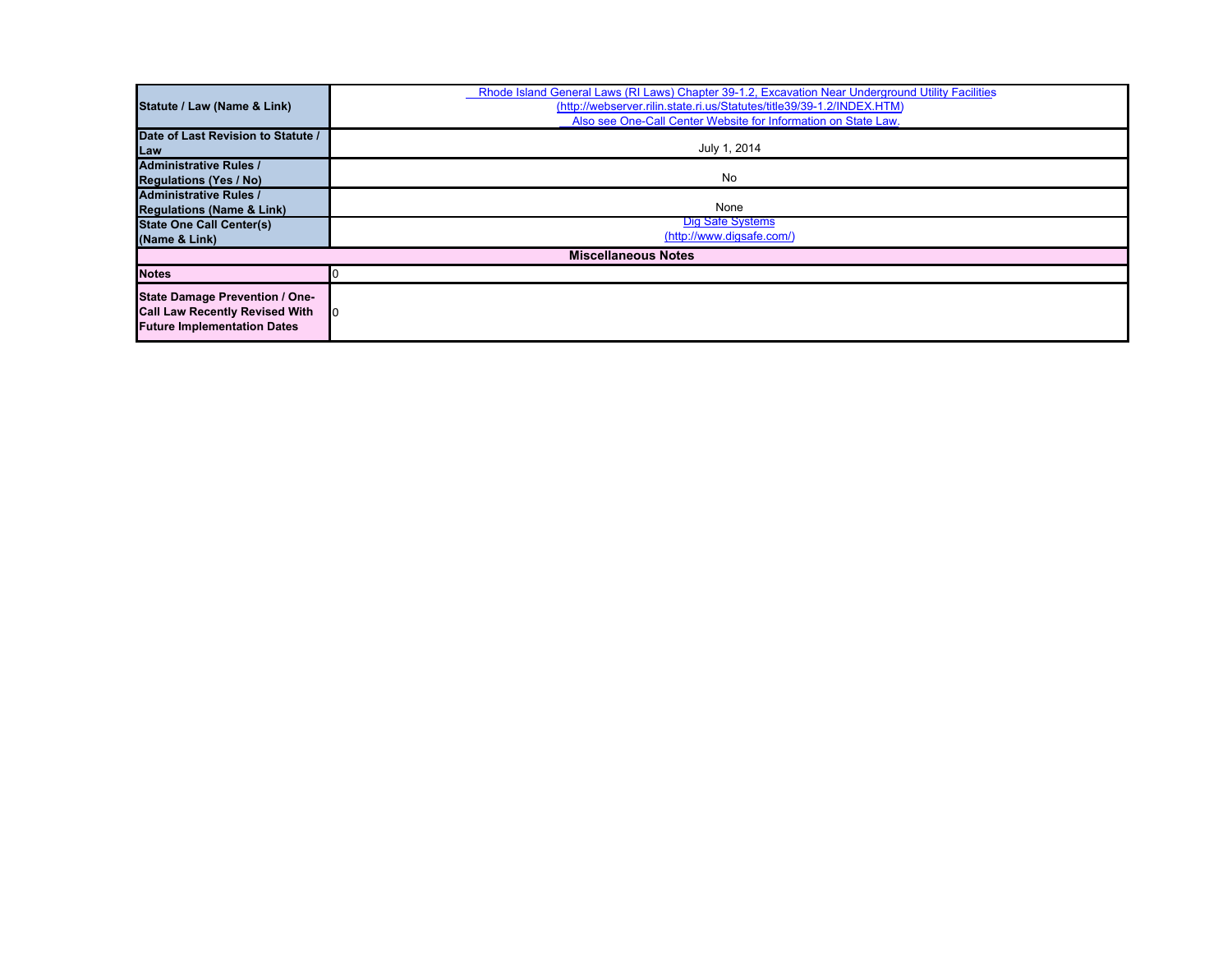| | |
|---|---|
| **Statute / Law (Name & Link)** | Rhode Island General Laws (RI Laws) Chapter 39-1.2, Excavation Near Underground Utility Facilities (http://webserver.rilin.state.ri.us/Statutes/title39/39-1.2/INDEX.HTM) Also see One-Call Center Website for Information on State Law. |
| **Date of Last Revision to Statute / Law** | July 1, 2014 |
| **Administrative Rules / Regulations (Yes / No)** | No |
| **Administrative Rules / Regulations (Name & Link)** | None |
| **State One Call Center(s) (Name & Link)** | Dig Safe Systems (http://www.digsafe.com/) |
| **Miscellaneous Notes** | |
| **Notes** | 0 |
| **State Damage Prevention / One-Call Law Recently Revised With Future Implementation Dates** | 0 |